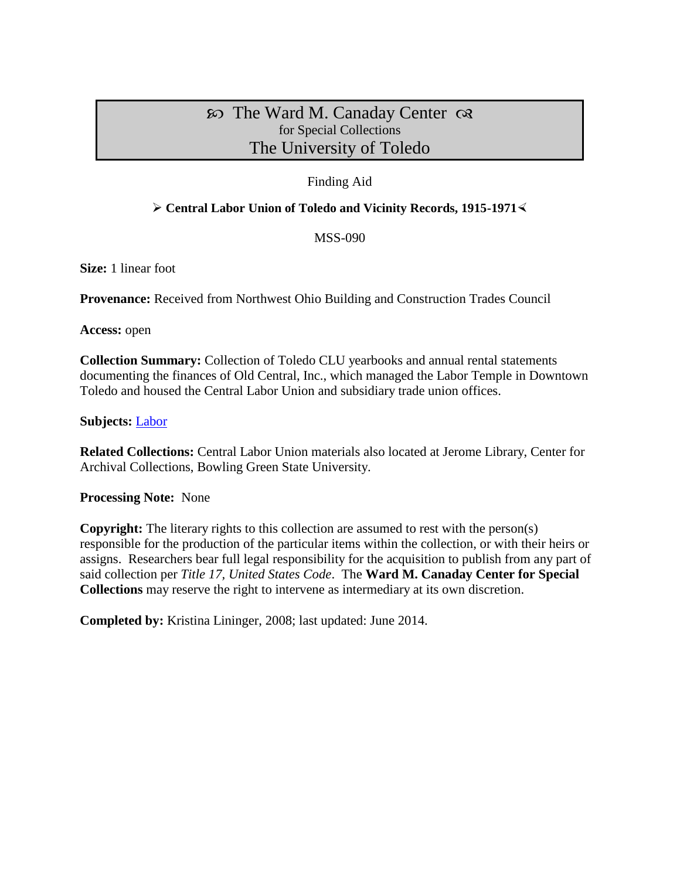# ꕤ The Ward M. Canaday Center ꕤ
for Special Collections
The University of Toledo

Finding Aid

➢ **Central Labor Union of Toledo and Vicinity Records, 1915-1971**⋖

MSS-090

**Size:** 1 linear foot

**Provenance:** Received from Northwest Ohio Building and Construction Trades Council

**Access:** open

**Collection Summary:** Collection of Toledo CLU yearbooks and annual rental statements documenting the finances of Old Central, Inc., which managed the Labor Temple in Downtown Toledo and housed the Central Labor Union and subsidiary trade union offices.

**Subjects:** Labor

**Related Collections:** Central Labor Union materials also located at Jerome Library, Center for Archival Collections, Bowling Green State University.

**Processing Note:** None

**Copyright:** The literary rights to this collection are assumed to rest with the person(s) responsible for the production of the particular items within the collection, or with their heirs or assigns. Researchers bear full legal responsibility for the acquisition to publish from any part of said collection per *Title 17, United States Code*. The **Ward M. Canaday Center for Special Collections** may reserve the right to intervene as intermediary at its own discretion.

**Completed by:** Kristina Lininger, 2008; last updated: June 2014.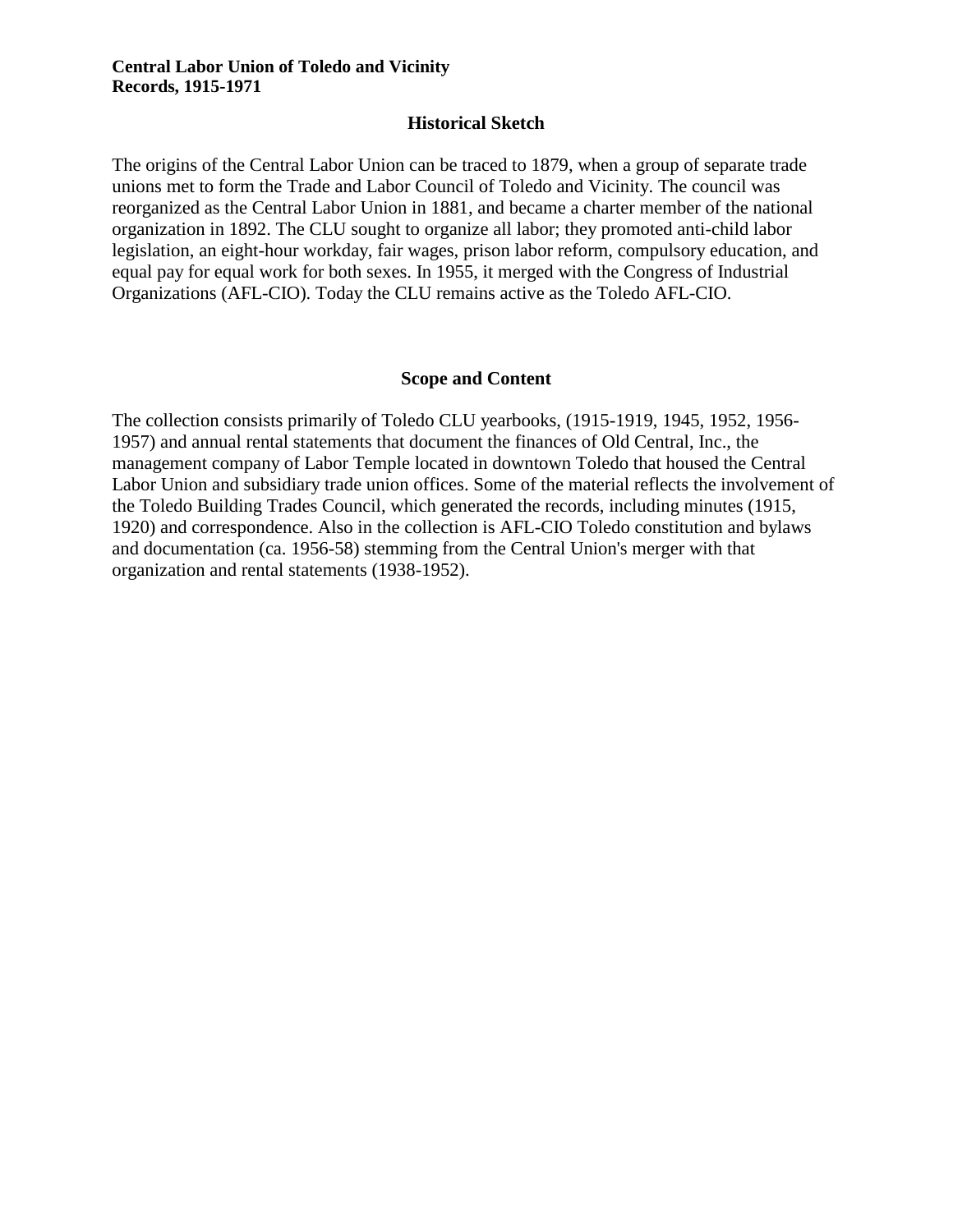**Central Labor Union of Toledo and Vicinity**
**Records, 1915-1971**

## Historical Sketch

The origins of the Central Labor Union can be traced to 1879, when a group of separate trade unions met to form the Trade and Labor Council of Toledo and Vicinity. The council was reorganized as the Central Labor Union in 1881, and became a charter member of the national organization in 1892. The CLU sought to organize all labor; they promoted anti-child labor legislation, an eight-hour workday, fair wages, prison labor reform, compulsory education, and equal pay for equal work for both sexes. In 1955, it merged with the Congress of Industrial Organizations (AFL-CIO). Today the CLU remains active as the Toledo AFL-CIO.

## Scope and Content

The collection consists primarily of Toledo CLU yearbooks, (1915-1919, 1945, 1952, 1956-1957) and annual rental statements that document the finances of Old Central, Inc., the management company of Labor Temple located in downtown Toledo that housed the Central Labor Union and subsidiary trade union offices. Some of the material reflects the involvement of the Toledo Building Trades Council, which generated the records, including minutes (1915, 1920) and correspondence. Also in the collection is AFL-CIO Toledo constitution and bylaws and documentation (ca. 1956-58) stemming from the Central Union's merger with that organization and rental statements (1938-1952).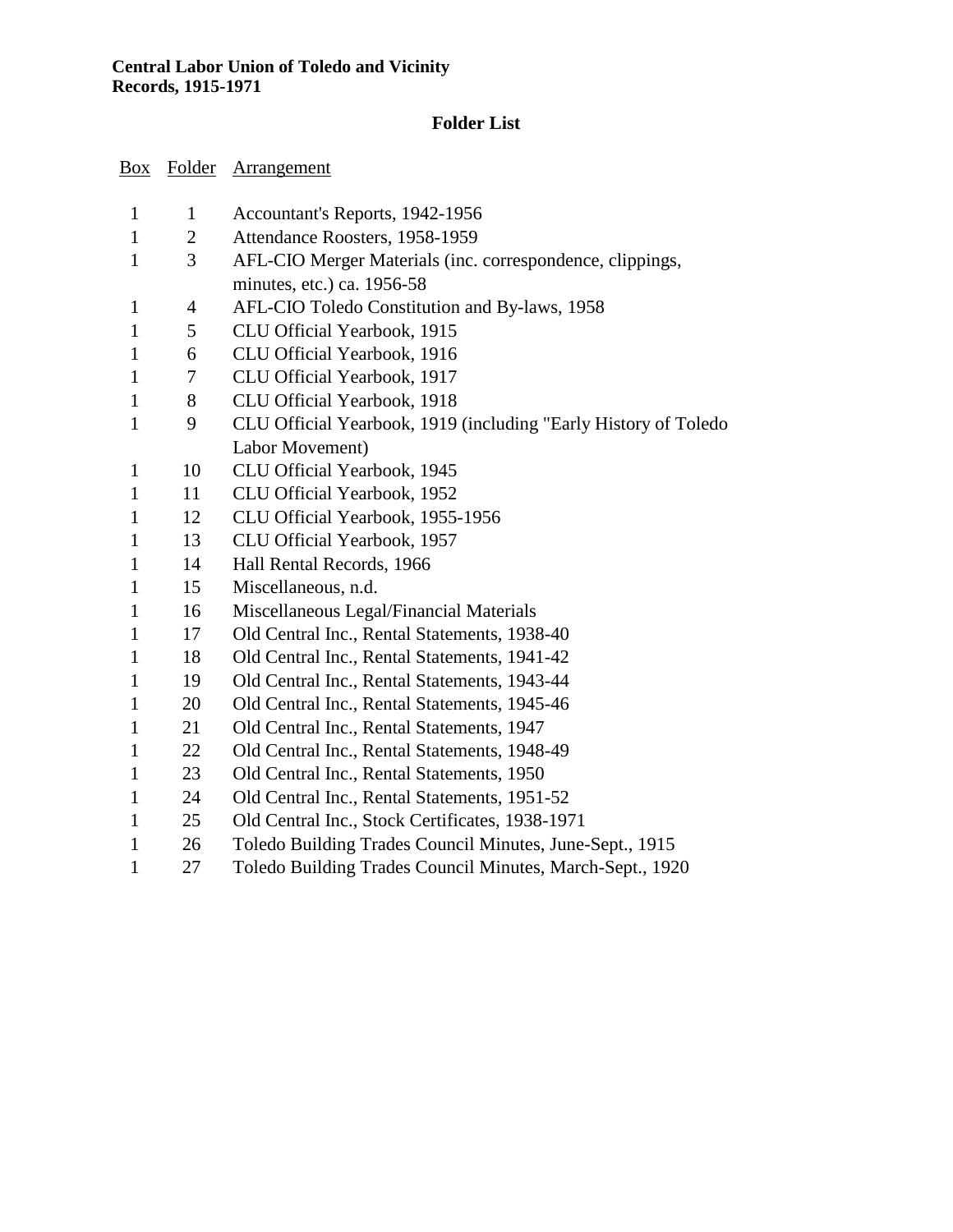**Central Labor Union of Toledo and Vicinity**
**Records, 1915-1971**

## Folder List

| Box | Folder | Arrangement |
|---|---|---|
| 1 | 1 | Accountant's Reports, 1942-1956 |
| 1 | 2 | Attendance Roosters, 1958-1959 |
| 1 | 3 | AFL-CIO Merger Materials (inc. correspondence, clippings, minutes, etc.) ca. 1956-58 |
| 1 | 4 | AFL-CIO Toledo Constitution and By-laws, 1958 |
| 1 | 5 | CLU Official Yearbook, 1915 |
| 1 | 6 | CLU Official Yearbook, 1916 |
| 1 | 7 | CLU Official Yearbook, 1917 |
| 1 | 8 | CLU Official Yearbook, 1918 |
| 1 | 9 | CLU Official Yearbook, 1919 (including "Early History of Toledo Labor Movement) |
| 1 | 10 | CLU Official Yearbook, 1945 |
| 1 | 11 | CLU Official Yearbook, 1952 |
| 1 | 12 | CLU Official Yearbook, 1955-1956 |
| 1 | 13 | CLU Official Yearbook, 1957 |
| 1 | 14 | Hall Rental Records, 1966 |
| 1 | 15 | Miscellaneous, n.d. |
| 1 | 16 | Miscellaneous Legal/Financial Materials |
| 1 | 17 | Old Central Inc., Rental Statements, 1938-40 |
| 1 | 18 | Old Central Inc., Rental Statements, 1941-42 |
| 1 | 19 | Old Central Inc., Rental Statements, 1943-44 |
| 1 | 20 | Old Central Inc., Rental Statements, 1945-46 |
| 1 | 21 | Old Central Inc., Rental Statements, 1947 |
| 1 | 22 | Old Central Inc., Rental Statements, 1948-49 |
| 1 | 23 | Old Central Inc., Rental Statements, 1950 |
| 1 | 24 | Old Central Inc., Rental Statements, 1951-52 |
| 1 | 25 | Old Central Inc., Stock Certificates, 1938-1971 |
| 1 | 26 | Toledo Building Trades Council Minutes, June-Sept., 1915 |
| 1 | 27 | Toledo Building Trades Council Minutes, March-Sept., 1920 |